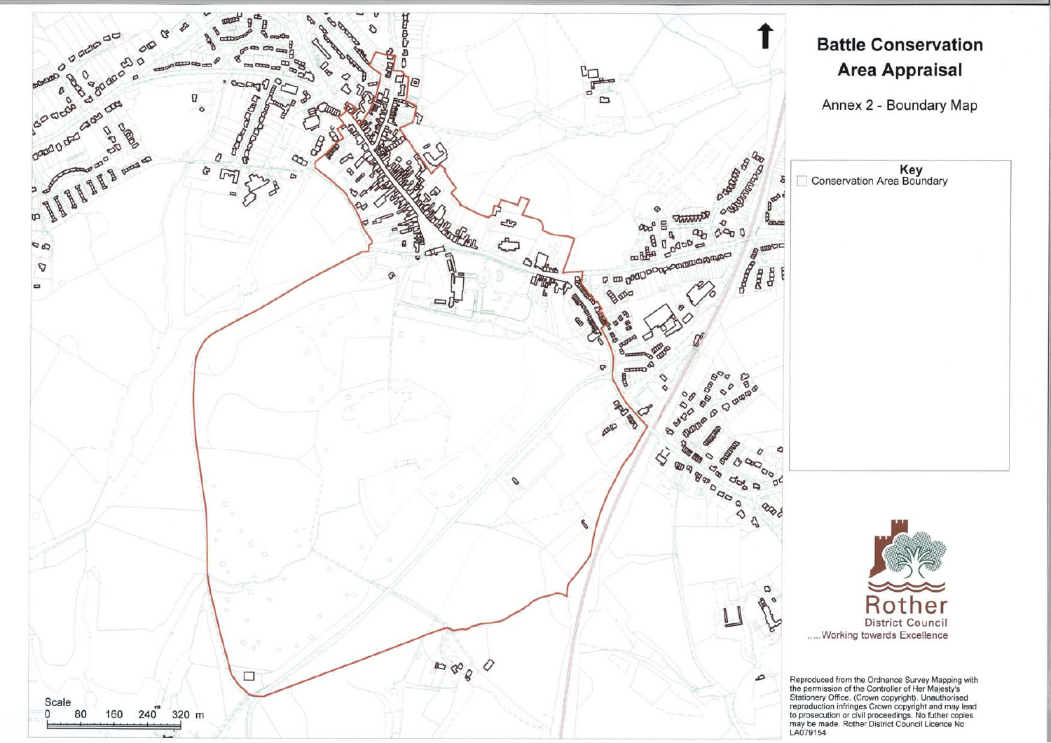# Battle Conservation Area Appraisal

Annex 2 - Boundary Map

**Key**

Conservation Area Boundary

Scale

0 80 160 240 320 m

Rother District Council

.....Working towards Excellence

Reproduced from the Ordnance Survey Mapping with the permission of the Controller of Her Majesty's Stationery Office. (Crown copyright). Unauthorised reproduction infringes Crown copyright and may lead to prosecution or civil proceedings. No futher copies may be made. Rother District Council Licence No LA079154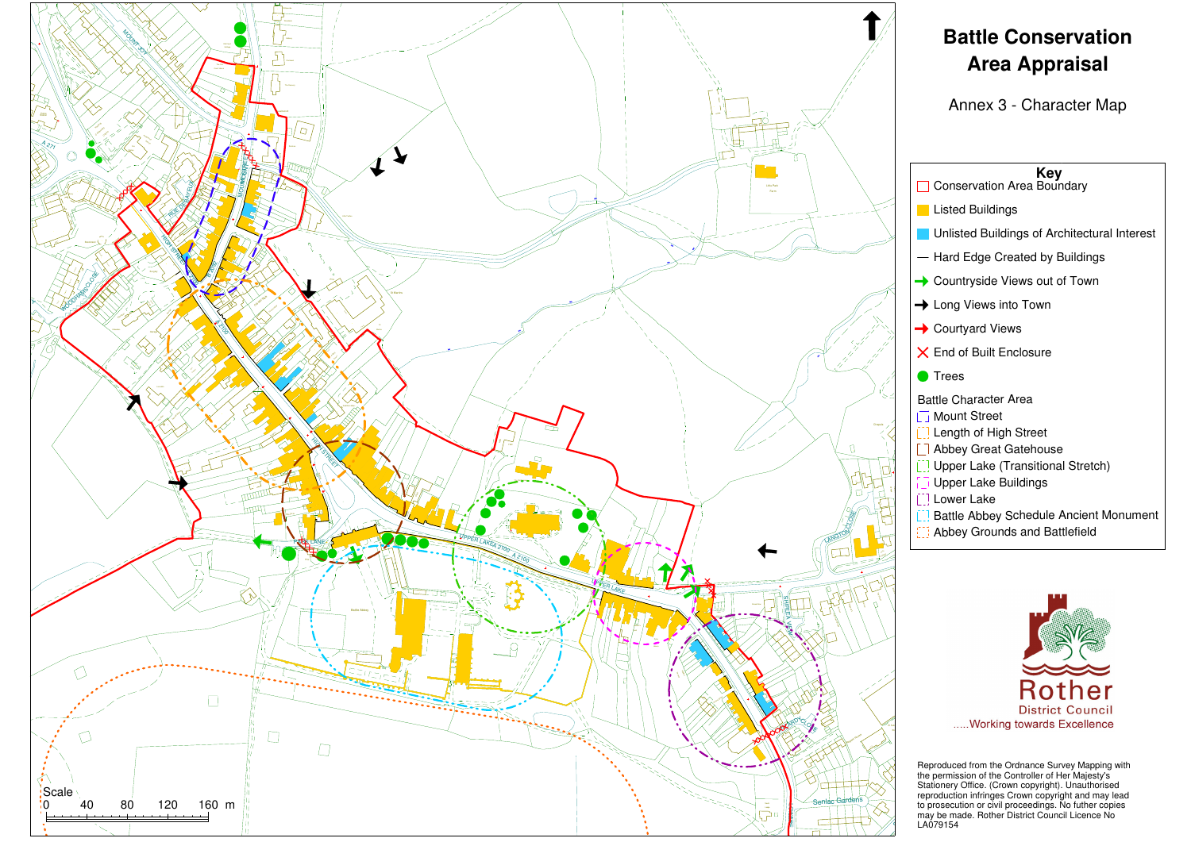# Battle Conservation Area Appraisal

Annex 3 - Character Map

**Key**

- Conservation Area Boundary
- Listed Buildings
- Unlisted Buildings of Architectural Interest
- Hard Edge Created by Buildings
- Countryside Views out of Town
- Long Views into Town
- Courtyard Views
- End of Built Enclosure
- Trees

Battle Character Area

- Mount Street
- Length of High Street
- Abbey Great Gatehouse
- Upper Lake (Transitional Stretch)
- Upper Lake Buildings
- Lower Lake
- Battle Abbey Schedule Ancient Monument
- Abbey Grounds and Battlefield

Scale: 0 40 80 120 160 m

Rother District Council

.....Working towards Excellence

Reproduced from the Ordnance Survey Mapping with the permission of the Controller of Her Majesty's Stationery Office. (Crown copyright). Unauthorised reproduction infringes Crown copyright and may lead to prosecution or civil proceedings. No futher copies may be made. Rother District Council Licence No LA079154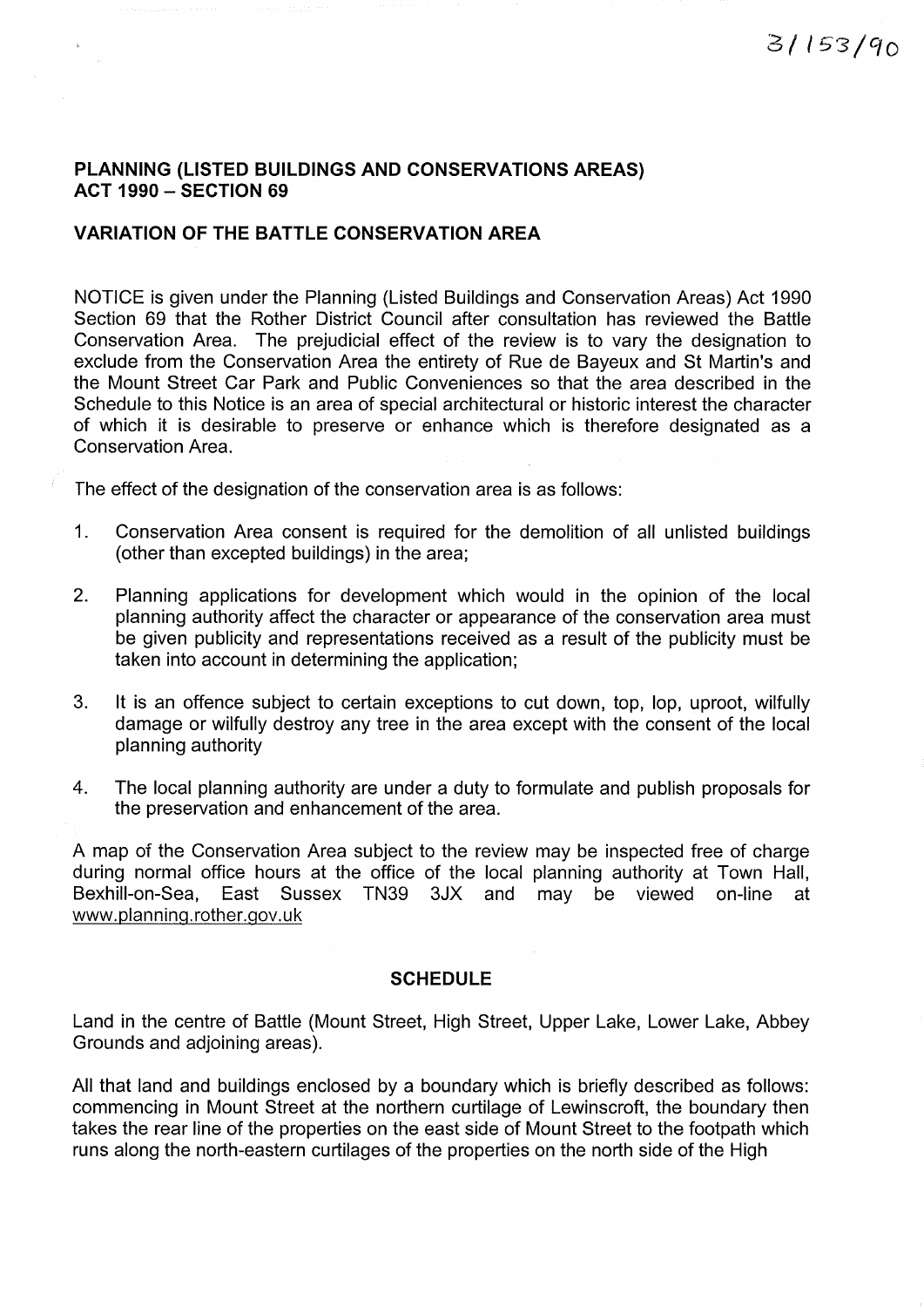3/153/90

**PLANNING (LISTED BUILDINGS AND CONSERVATIONS AREAS) ACT 1990 – SECTION 69**

**VARIATION OF THE BATTLE CONSERVATION AREA**

NOTICE is given under the Planning (Listed Buildings and Conservation Areas) Act 1990 Section 69 that the Rother District Council after consultation has reviewed the Battle Conservation Area. The prejudicial effect of the review is to vary the designation to exclude from the Conservation Area the entirety of Rue de Bayeux and St Martin's and the Mount Street Car Park and Public Conveniences so that the area described in the Schedule to this Notice is an area of special architectural or historic interest the character of which it is desirable to preserve or enhance which is therefore designated as a Conservation Area.

The effect of the designation of the conservation area is as follows:

1. Conservation Area consent is required for the demolition of all unlisted buildings (other than excepted buildings) in the area;

2. Planning applications for development which would in the opinion of the local planning authority affect the character or appearance of the conservation area must be given publicity and representations received as a result of the publicity must be taken into account in determining the application;

3. It is an offence subject to certain exceptions to cut down, top, lop, uproot, wilfully damage or wilfully destroy any tree in the area except with the consent of the local planning authority

4. The local planning authority are under a duty to formulate and publish proposals for the preservation and enhancement of the area.

A map of the Conservation Area subject to the review may be inspected free of charge during normal office hours at the office of the local planning authority at Town Hall, Bexhill-on-Sea, East Sussex TN39 3JX and may be viewed on-line at www.planning.rother.gov.uk

**SCHEDULE**

Land in the centre of Battle (Mount Street, High Street, Upper Lake, Lower Lake, Abbey Grounds and adjoining areas).

All that land and buildings enclosed by a boundary which is briefly described as follows: commencing in Mount Street at the northern curtilage of Lewinscroft, the boundary then takes the rear line of the properties on the east side of Mount Street to the footpath which runs along the north-eastern curtilages of the properties on the north side of the High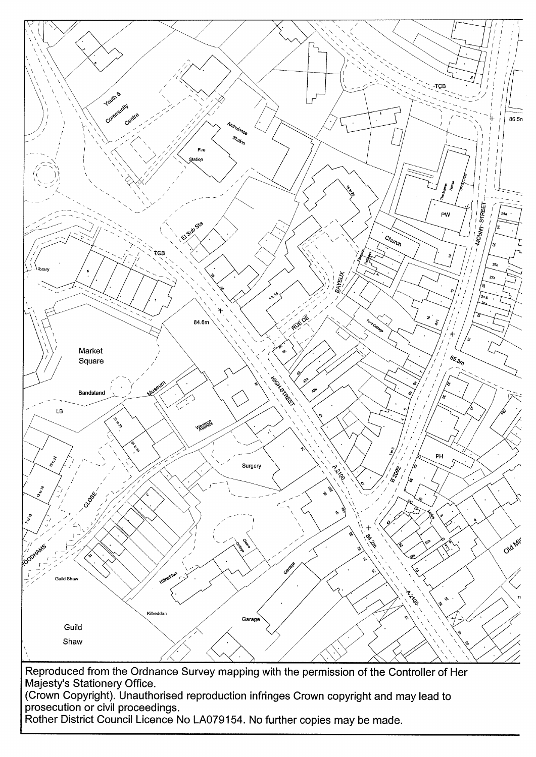Reproduced from the Ordnance Survey mapping with the permission of the Controller of Her Majesty's Stationery Office.
(Crown Copyright). Unauthorised reproduction infringes Crown copyright and may lead to prosecution or civil proceedings.
Rother District Council Licence No LA079154. No further copies may be made.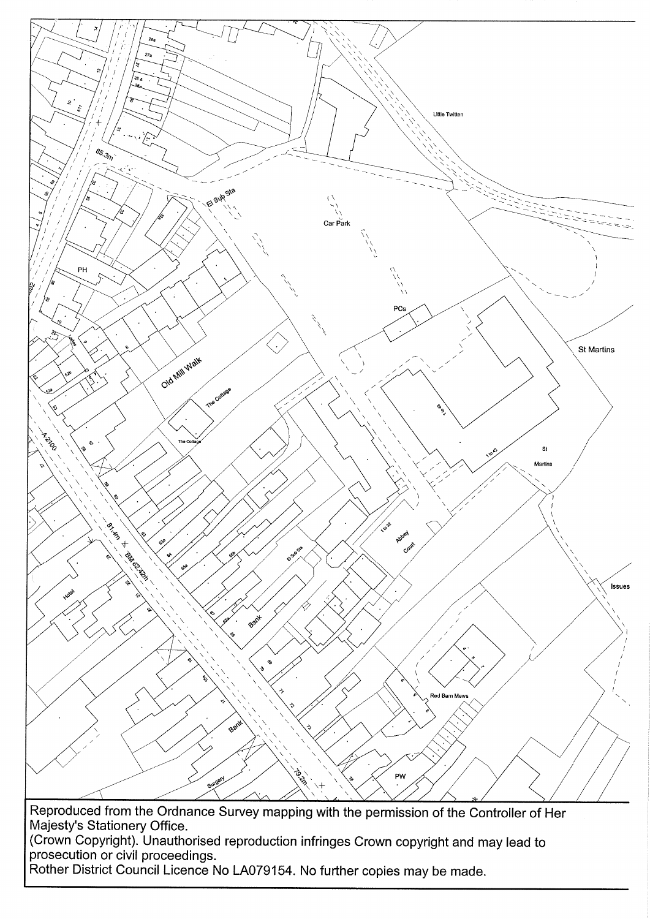Reproduced from the Ordnance Survey mapping with the permission of the Controller of Her Majesty's Stationery Office.
(Crown Copyright). Unauthorised reproduction infringes Crown copyright and may lead to prosecution or civil proceedings.
Rother District Council Licence No LA079154. No further copies may be made.